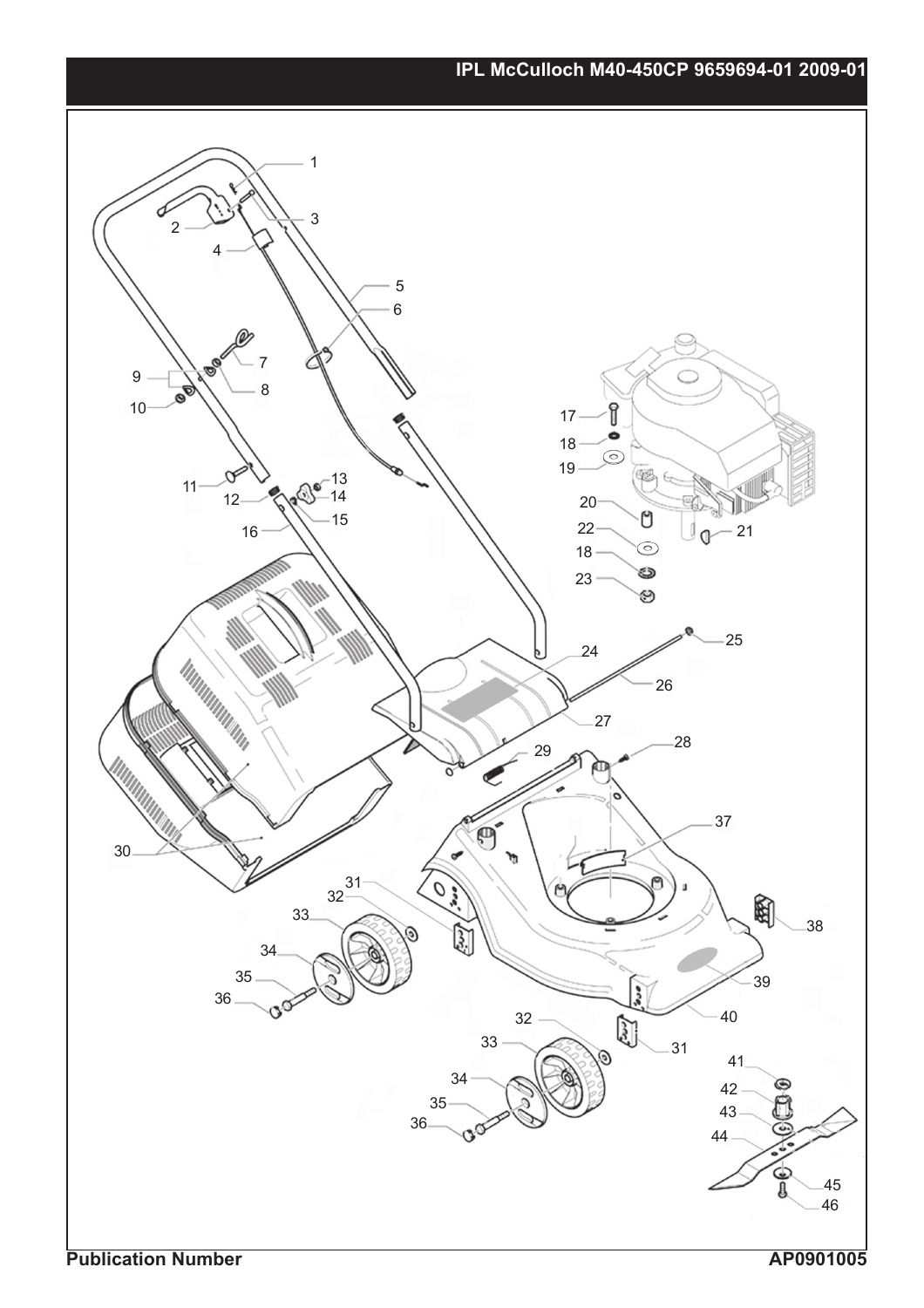# IPL McCulloch M40-450CP 9659694-01 2009-01

1
2
3
4
5
6
7
8
9
10
11
12
13
14
15
16
17
18
19
20
21
22
18
23
24
25
26
27
28
29
30
31
32
33
34
35
36
37
38
39
40
32
33
31
34
35
36
41
42
43
44
45
46

**Publication Number** **AP0901005**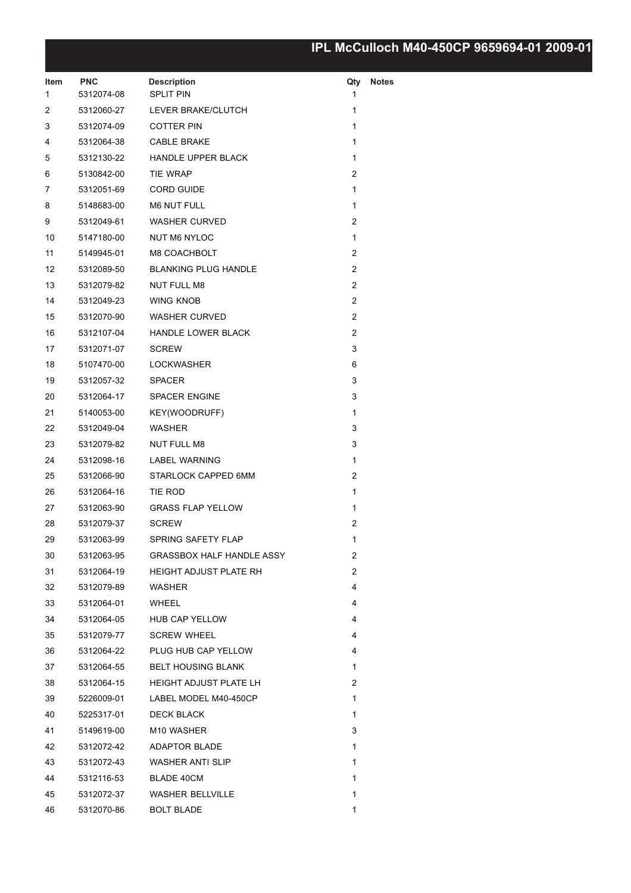# IPL McCulloch M40-450CP 9659694-01 2009-01

| Item | PNC | Description | Qty | Notes |
|---|---|---|---|---|
| 1 | 5312074-08 | SPLIT PIN | 1 | |
| 2 | 5312060-27 | LEVER BRAKE/CLUTCH | 1 | |
| 3 | 5312074-09 | COTTER PIN | 1 | |
| 4 | 5312064-38 | CABLE BRAKE | 1 | |
| 5 | 5312130-22 | HANDLE UPPER BLACK | 1 | |
| 6 | 5130842-00 | TIE WRAP | 2 | |
| 7 | 5312051-69 | CORD GUIDE | 1 | |
| 8 | 5148683-00 | M6 NUT FULL | 1 | |
| 9 | 5312049-61 | WASHER CURVED | 2 | |
| 10 | 5147180-00 | NUT M6 NYLOC | 1 | |
| 11 | 5149945-01 | M8 COACHBOLT | 2 | |
| 12 | 5312089-50 | BLANKING PLUG HANDLE | 2 | |
| 13 | 5312079-82 | NUT FULL M8 | 2 | |
| 14 | 5312049-23 | WING KNOB | 2 | |
| 15 | 5312070-90 | WASHER CURVED | 2 | |
| 16 | 5312107-04 | HANDLE LOWER BLACK | 2 | |
| 17 | 5312071-07 | SCREW | 3 | |
| 18 | 5107470-00 | LOCKWASHER | 6 | |
| 19 | 5312057-32 | SPACER | 3 | |
| 20 | 5312064-17 | SPACER ENGINE | 3 | |
| 21 | 5140053-00 | KEY(WOODRUFF) | 1 | |
| 22 | 5312049-04 | WASHER | 3 | |
| 23 | 5312079-82 | NUT FULL M8 | 3 | |
| 24 | 5312098-16 | LABEL WARNING | 1 | |
| 25 | 5312066-90 | STARLOCK CAPPED 6MM | 2 | |
| 26 | 5312064-16 | TIE ROD | 1 | |
| 27 | 5312063-90 | GRASS FLAP YELLOW | 1 | |
| 28 | 5312079-37 | SCREW | 2 | |
| 29 | 5312063-99 | SPRING SAFETY FLAP | 1 | |
| 30 | 5312063-95 | GRASSBOX HALF HANDLE ASSY | 2 | |
| 31 | 5312064-19 | HEIGHT ADJUST PLATE RH | 2 | |
| 32 | 5312079-89 | WASHER | 4 | |
| 33 | 5312064-01 | WHEEL | 4 | |
| 34 | 5312064-05 | HUB CAP YELLOW | 4 | |
| 35 | 5312079-77 | SCREW WHEEL | 4 | |
| 36 | 5312064-22 | PLUG HUB CAP YELLOW | 4 | |
| 37 | 5312064-55 | BELT HOUSING BLANK | 1 | |
| 38 | 5312064-15 | HEIGHT ADJUST PLATE LH | 2 | |
| 39 | 5226009-01 | LABEL MODEL M40-450CP | 1 | |
| 40 | 5225317-01 | DECK BLACK | 1 | |
| 41 | 5149619-00 | M10 WASHER | 3 | |
| 42 | 5312072-42 | ADAPTOR BLADE | 1 | |
| 43 | 5312072-43 | WASHER ANTI SLIP | 1 | |
| 44 | 5312116-53 | BLADE 40CM | 1 | |
| 45 | 5312072-37 | WASHER BELLVILLE | 1 | |
| 46 | 5312070-86 | BOLT BLADE | 1 | |